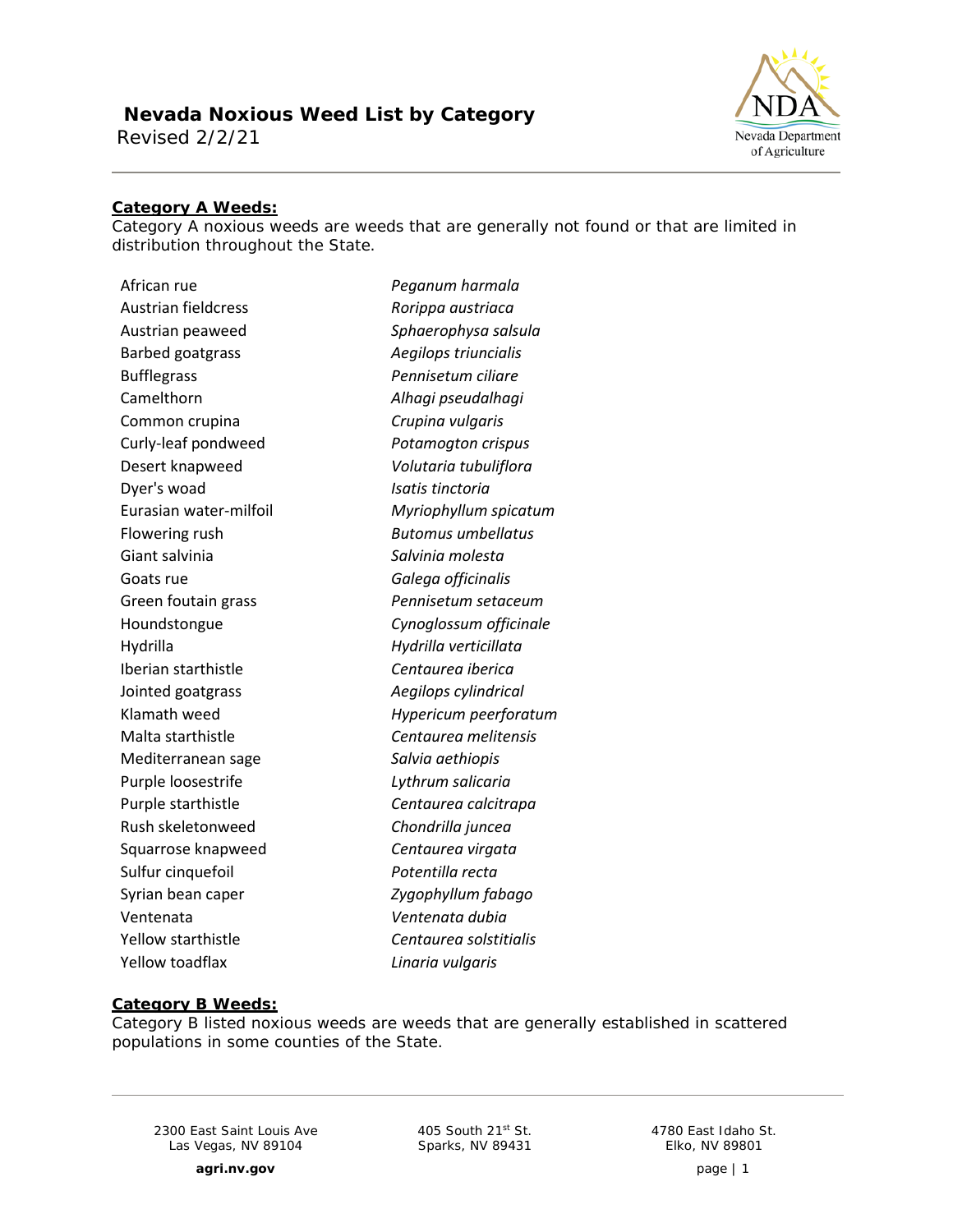# Nevada Noxious Weed List by Category

Revised 2/2/21

Nevada Department of Agriculture

## Category A Weeds:

Category A noxious weeds are weeds that are generally not found or that are limited in distribution throughout the State.

| | |
|---|---|
| African rue | *Peganum harmala* |
| Austrian fieldcress | *Rorippa austriaca* |
| Austrian peaweed | *Sphaerophysa salsula* |
| Barbed goatgrass | *Aegilops triuncialis* |
| Bufflegrass | *Pennisetum ciliare* |
| Camelthorn | *Alhagi pseudalhagi* |
| Common crupina | *Crupina vulgaris* |
| Curly-leaf pondweed | *Potamogton crispus* |
| Desert knapweed | *Volutaria tubuliflora* |
| Dyer's woad | *Isatis tinctoria* |
| Eurasian water-milfoil | *Myriophyllum spicatum* |
| Flowering rush | *Butomus umbellatus* |
| Giant salvinia | *Salvinia molesta* |
| Goats rue | *Galega officinalis* |
| Green foutain grass | *Pennisetum setaceum* |
| Houndstongue | *Cynoglossum officinale* |
| Hydrilla | *Hydrilla verticillata* |
| Iberian starthistle | *Centaurea iberica* |
| Jointed goatgrass | *Aegilops cylindrical* |
| Klamath weed | *Hypericum peerforatum* |
| Malta starthistle | *Centaurea melitensis* |
| Mediterranean sage | *Salvia aethiopis* |
| Purple loosestrife | *Lythrum salicaria* |
| Purple starthistle | *Centaurea calcitrapa* |
| Rush skeletonweed | *Chondrilla juncea* |
| Squarrose knapweed | *Centaurea virgata* |
| Sulfur cinquefoil | *Potentilla recta* |
| Syrian bean caper | *Zygophyllum fabago* |
| Ventenata | *Ventenata dubia* |
| Yellow starthistle | *Centaurea solstitialis* |
| Yellow toadflax | *Linaria vulgaris* |

## Category B Weeds:

Category B listed noxious weeds are weeds that are generally established in scattered populations in some counties of the State.

2300 East Saint Louis Ave
Las Vegas, NV 89104

405 South 21st St.
Sparks, NV 89431

4780 East Idaho St.
Elko, NV 89801

**agri.nv.gov**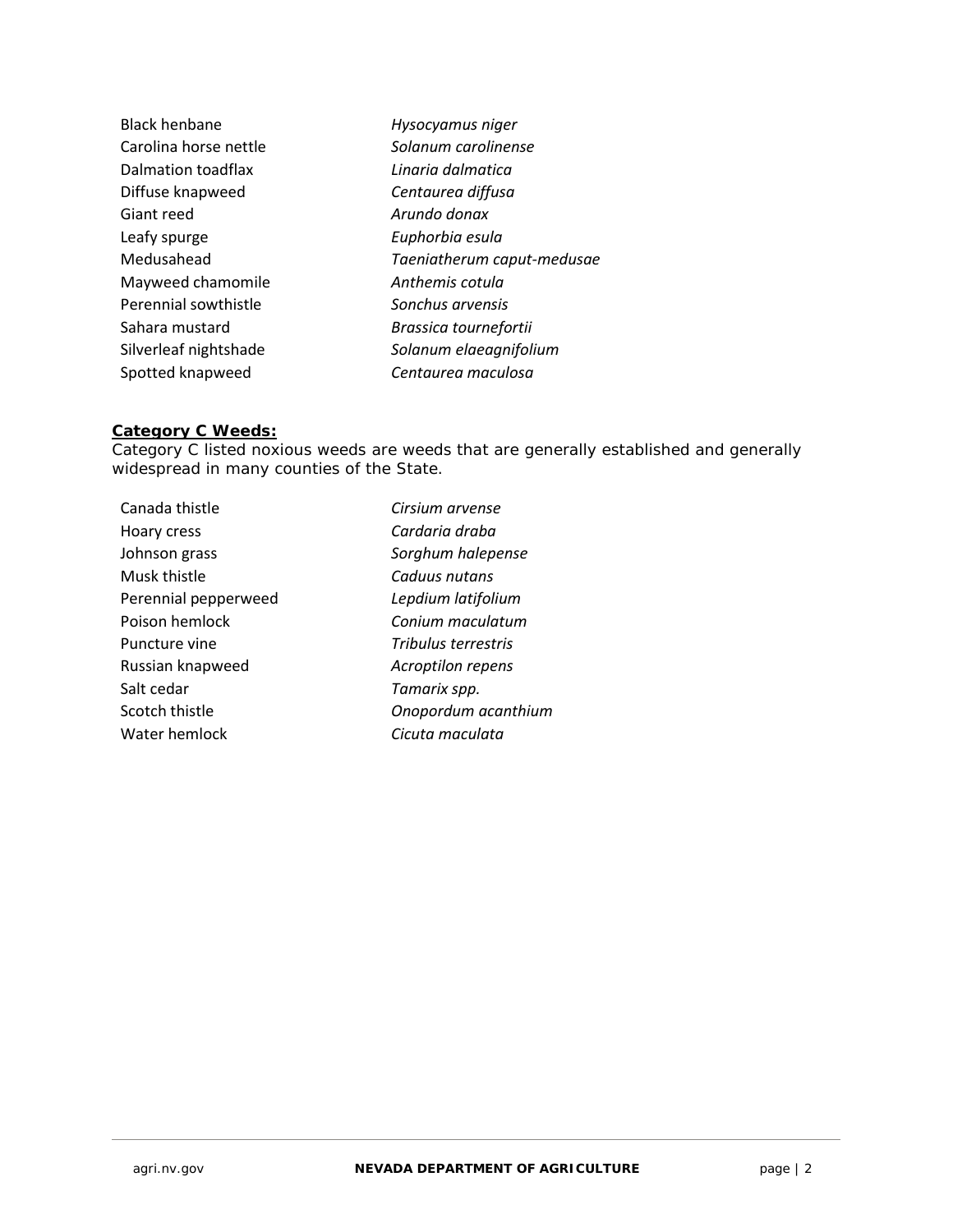| | |
|---|---|
| Black henbane | *Hysocyamus niger* |
| Carolina horse nettle | *Solanum carolinense* |
| Dalmation toadflax | *Linaria dalmatica* |
| Diffuse knapweed | *Centaurea diffusa* |
| Giant reed | *Arundo donax* |
| Leafy spurge | *Euphorbia esula* |
| Medusahead | *Taeniatherum caput-medusae* |
| Mayweed chamomile | *Anthemis cotula* |
| Perennial sowthistle | *Sonchus arvensis* |
| Sahara mustard | *Brassica tournefortii* |
| Silverleaf nightshade | *Solanum elaeagnifolium* |
| Spotted knapweed | *Centaurea maculosa* |

**Category C Weeds:**

Category C listed noxious weeds are weeds that are generally established and generally widespread in many counties of the State.

| | |
|---|---|
| Canada thistle | *Cirsium arvense* |
| Hoary cress | *Cardaria draba* |
| Johnson grass | *Sorghum halepense* |
| Musk thistle | *Caduus nutans* |
| Perennial pepperweed | *Lepdium latifolium* |
| Poison hemlock | *Conium maculatum* |
| Puncture vine | *Tribulus terrestris* |
| Russian knapweed | *Acroptilon repens* |
| Salt cedar | *Tamarix spp.* |
| Scotch thistle | *Onopordum acanthium* |
| Water hemlock | *Cicuta maculata* |